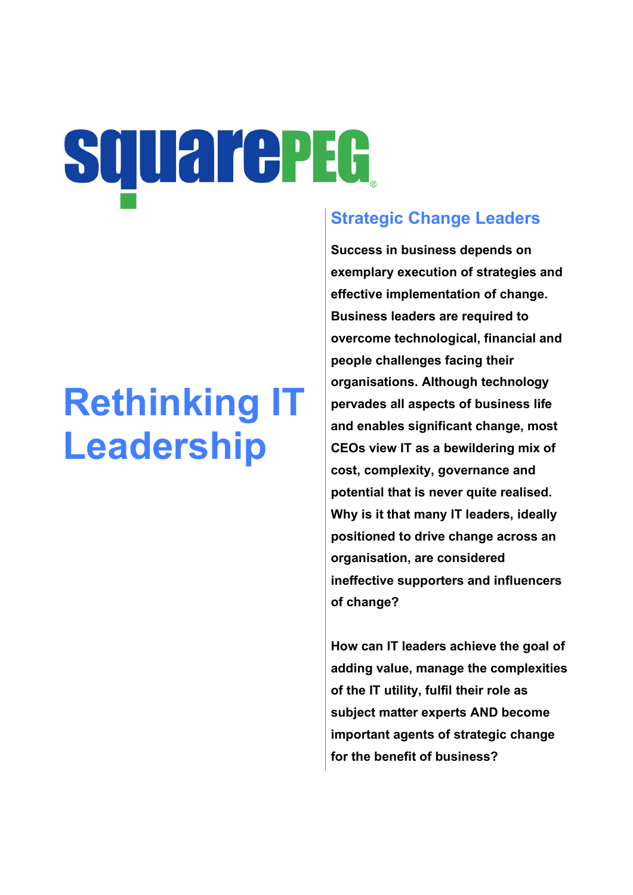squarePEG®

# Rethinking IT Leadership

## Strategic Change Leaders

**Success in business depends on exemplary execution of strategies and effective implementation of change. Business leaders are required to overcome technological, financial and people challenges facing their organisations. Although technology pervades all aspects of business life and enables significant change, most CEOs view IT as a bewildering mix of cost, complexity, governance and potential that is never quite realised. Why is it that many IT leaders, ideally positioned to drive change across an organisation, are considered ineffective supporters and influencers of change?**

**How can IT leaders achieve the goal of adding value, manage the complexities of the IT utility, fulfil their role as subject matter experts AND become important agents of strategic change for the benefit of business?**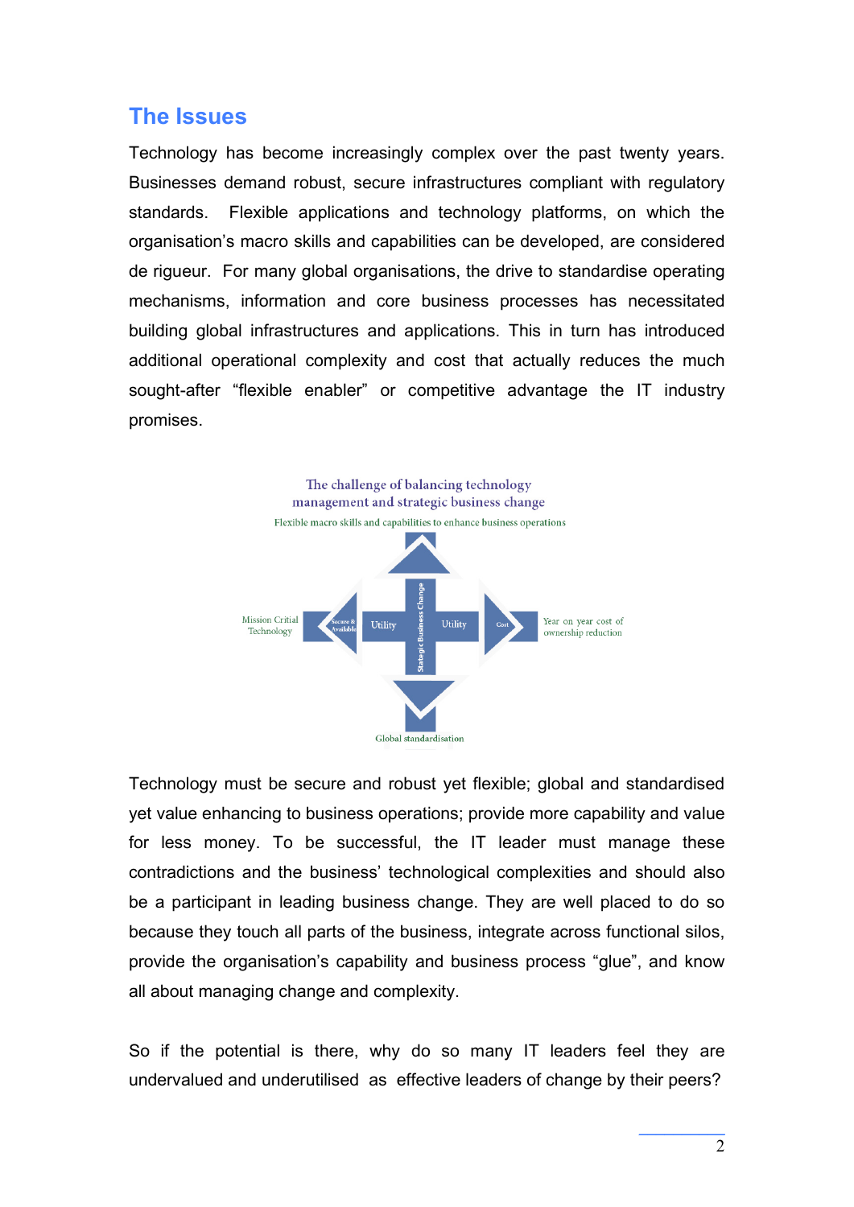## The Issues

Technology has become increasingly complex over the past twenty years. Businesses demand robust, secure infrastructures compliant with regulatory standards. Flexible applications and technology platforms, on which the organisation's macro skills and capabilities can be developed, are considered de rigueur. For many global organisations, the drive to standardise operating mechanisms, information and core business processes has necessitated building global infrastructures and applications. This in turn has introduced additional operational complexity and cost that actually reduces the much sought-after "flexible enabler" or competitive advantage the IT industry promises.

The challenge of balancing technology management and strategic business change

Flexible macro skills and capabilities to enhance business operations

Mission Critial Technology

Secure & Available

Utility

Stategic Business Change

Utility

Cost

Year on year cost of ownership reduction

Global standardisation

Technology must be secure and robust yet flexible; global and standardised yet value enhancing to business operations; provide more capability and value for less money. To be successful, the IT leader must manage these contradictions and the business' technological complexities and should also be a participant in leading business change. They are well placed to do so because they touch all parts of the business, integrate across functional silos, provide the organisation's capability and business process "glue", and know all about managing change and complexity.

So if the potential is there, why do so many IT leaders feel they are undervalued and underutilised as effective leaders of change by their peers?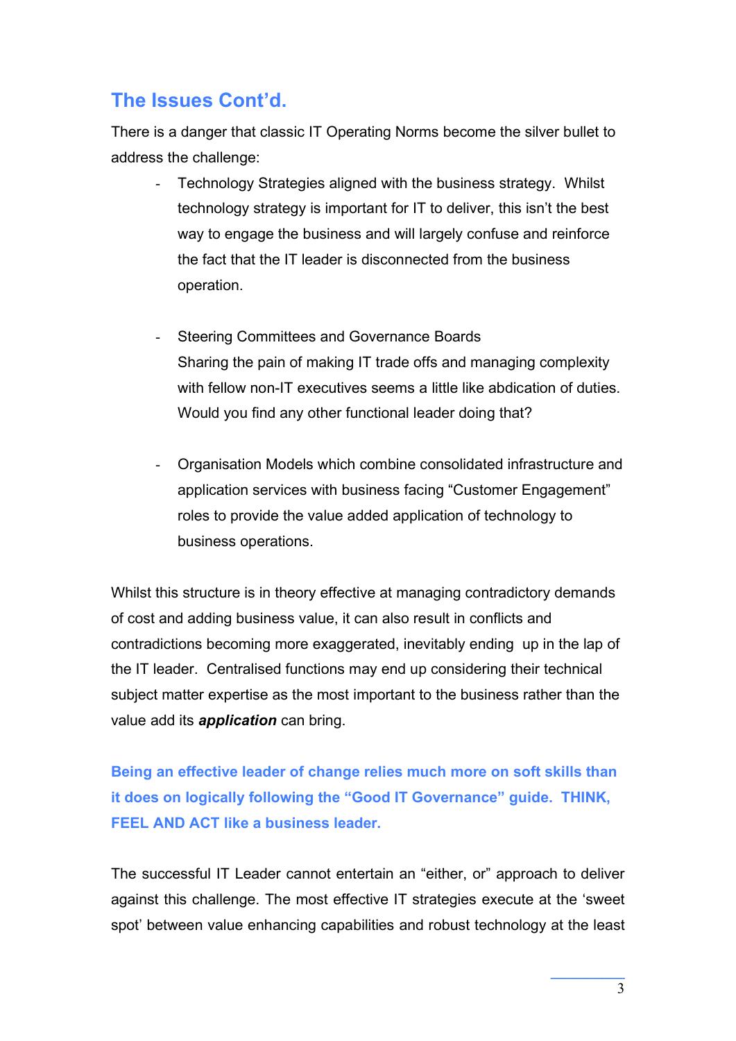## The Issues Cont'd.

There is a danger that classic IT Operating Norms become the silver bullet to address the challenge:

- Technology Strategies aligned with the business strategy. Whilst technology strategy is important for IT to deliver, this isn't the best way to engage the business and will largely confuse and reinforce the fact that the IT leader is disconnected from the business operation.

- Steering Committees and Governance Boards
  Sharing the pain of making IT trade offs and managing complexity with fellow non-IT executives seems a little like abdication of duties. Would you find any other functional leader doing that?

- Organisation Models which combine consolidated infrastructure and application services with business facing "Customer Engagement" roles to provide the value added application of technology to business operations.

Whilst this structure is in theory effective at managing contradictory demands of cost and adding business value, it can also result in conflicts and contradictions becoming more exaggerated, inevitably ending up in the lap of the IT leader. Centralised functions may end up considering their technical subject matter expertise as the most important to the business rather than the value add its ***application*** can bring.

**Being an effective leader of change relies much more on soft skills than it does on logically following the "Good IT Governance" guide. THINK, FEEL AND ACT like a business leader.**

The successful IT Leader cannot entertain an "either, or" approach to deliver against this challenge. The most effective IT strategies execute at the 'sweet spot' between value enhancing capabilities and robust technology at the least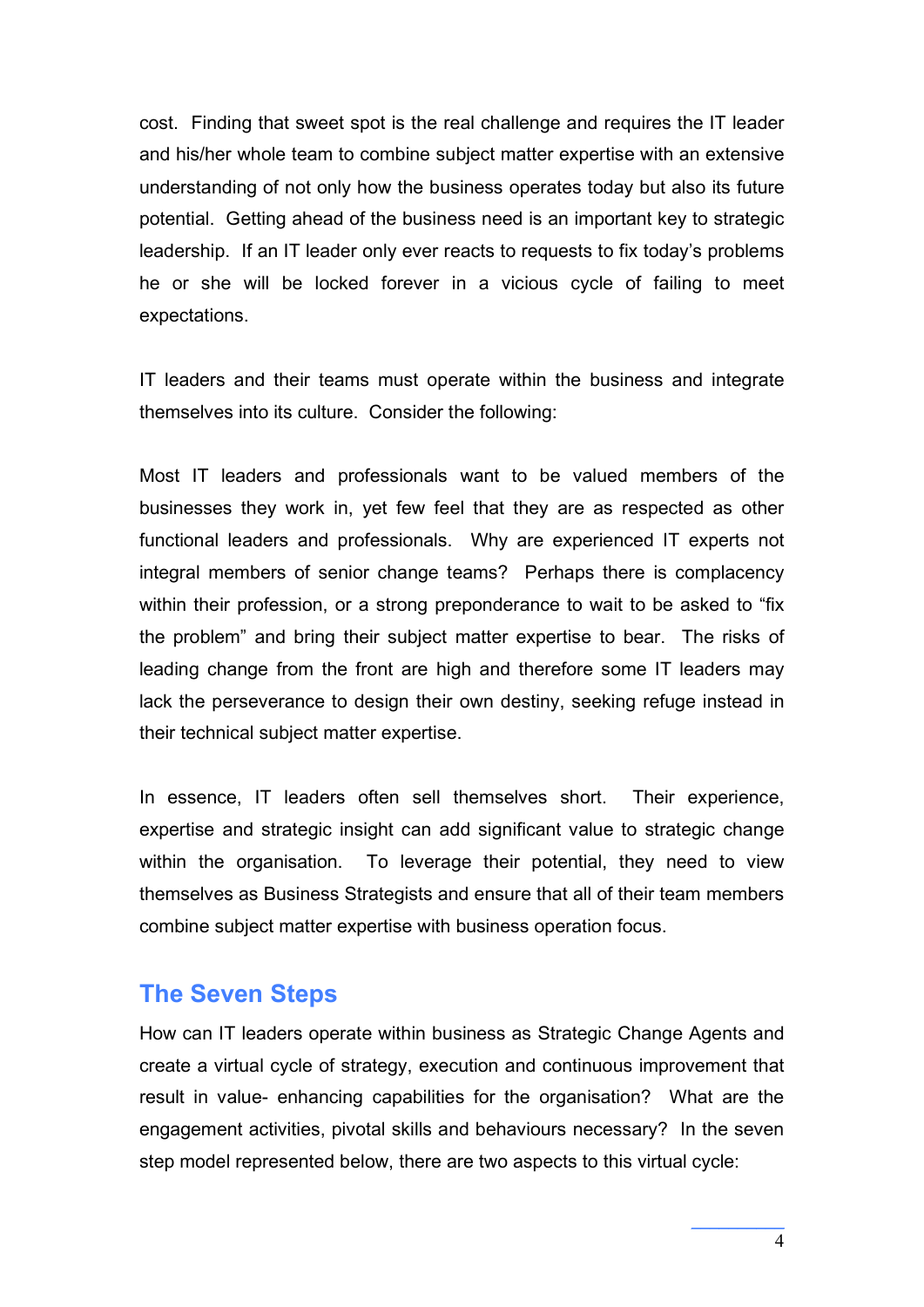cost. Finding that sweet spot is the real challenge and requires the IT leader and his/her whole team to combine subject matter expertise with an extensive understanding of not only how the business operates today but also its future potential. Getting ahead of the business need is an important key to strategic leadership. If an IT leader only ever reacts to requests to fix today's problems he or she will be locked forever in a vicious cycle of failing to meet expectations.

IT leaders and their teams must operate within the business and integrate themselves into its culture. Consider the following:

Most IT leaders and professionals want to be valued members of the businesses they work in, yet few feel that they are as respected as other functional leaders and professionals. Why are experienced IT experts not integral members of senior change teams? Perhaps there is complacency within their profession, or a strong preponderance to wait to be asked to "fix the problem" and bring their subject matter expertise to bear. The risks of leading change from the front are high and therefore some IT leaders may lack the perseverance to design their own destiny, seeking refuge instead in their technical subject matter expertise.

In essence, IT leaders often sell themselves short. Their experience, expertise and strategic insight can add significant value to strategic change within the organisation. To leverage their potential, they need to view themselves as Business Strategists and ensure that all of their team members combine subject matter expertise with business operation focus.

## The Seven Steps

How can IT leaders operate within business as Strategic Change Agents and create a virtual cycle of strategy, execution and continuous improvement that result in value- enhancing capabilities for the organisation? What are the engagement activities, pivotal skills and behaviours necessary? In the seven step model represented below, there are two aspects to this virtual cycle: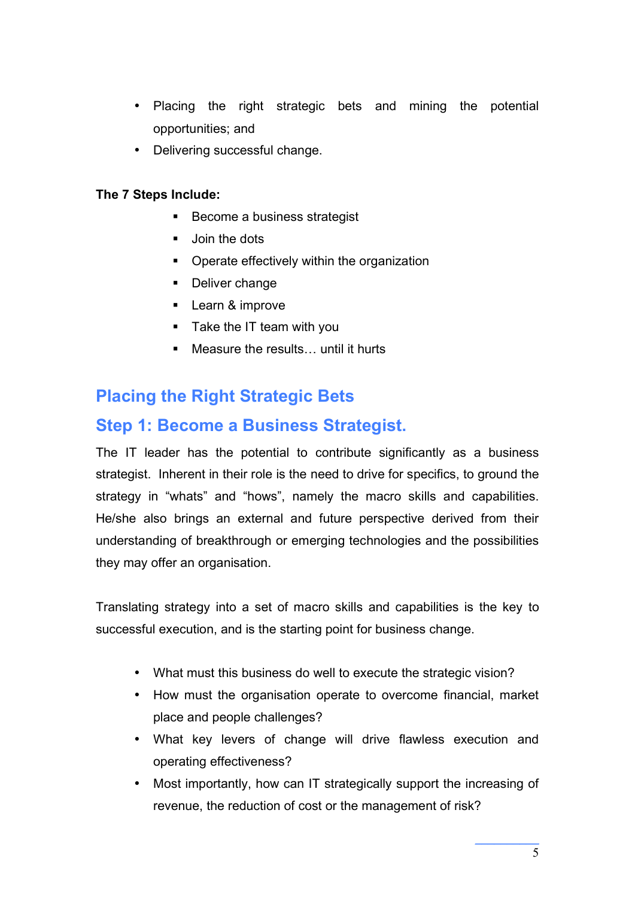- Placing the right strategic bets and mining the potential opportunities; and
- Delivering successful change.

**The 7 Steps Include:**

- Become a business strategist
- Join the dots
- Operate effectively within the organization
- Deliver change
- Learn & improve
- Take the IT team with you
- Measure the results… until it hurts

## Placing the Right Strategic Bets

## Step 1: Become a Business Strategist.

The IT leader has the potential to contribute significantly as a business strategist. Inherent in their role is the need to drive for specifics, to ground the strategy in "whats" and "hows", namely the macro skills and capabilities. He/she also brings an external and future perspective derived from their understanding of breakthrough or emerging technologies and the possibilities they may offer an organisation.

Translating strategy into a set of macro skills and capabilities is the key to successful execution, and is the starting point for business change.

- What must this business do well to execute the strategic vision?
- How must the organisation operate to overcome financial, market place and people challenges?
- What key levers of change will drive flawless execution and operating effectiveness?
- Most importantly, how can IT strategically support the increasing of revenue, the reduction of cost or the management of risk?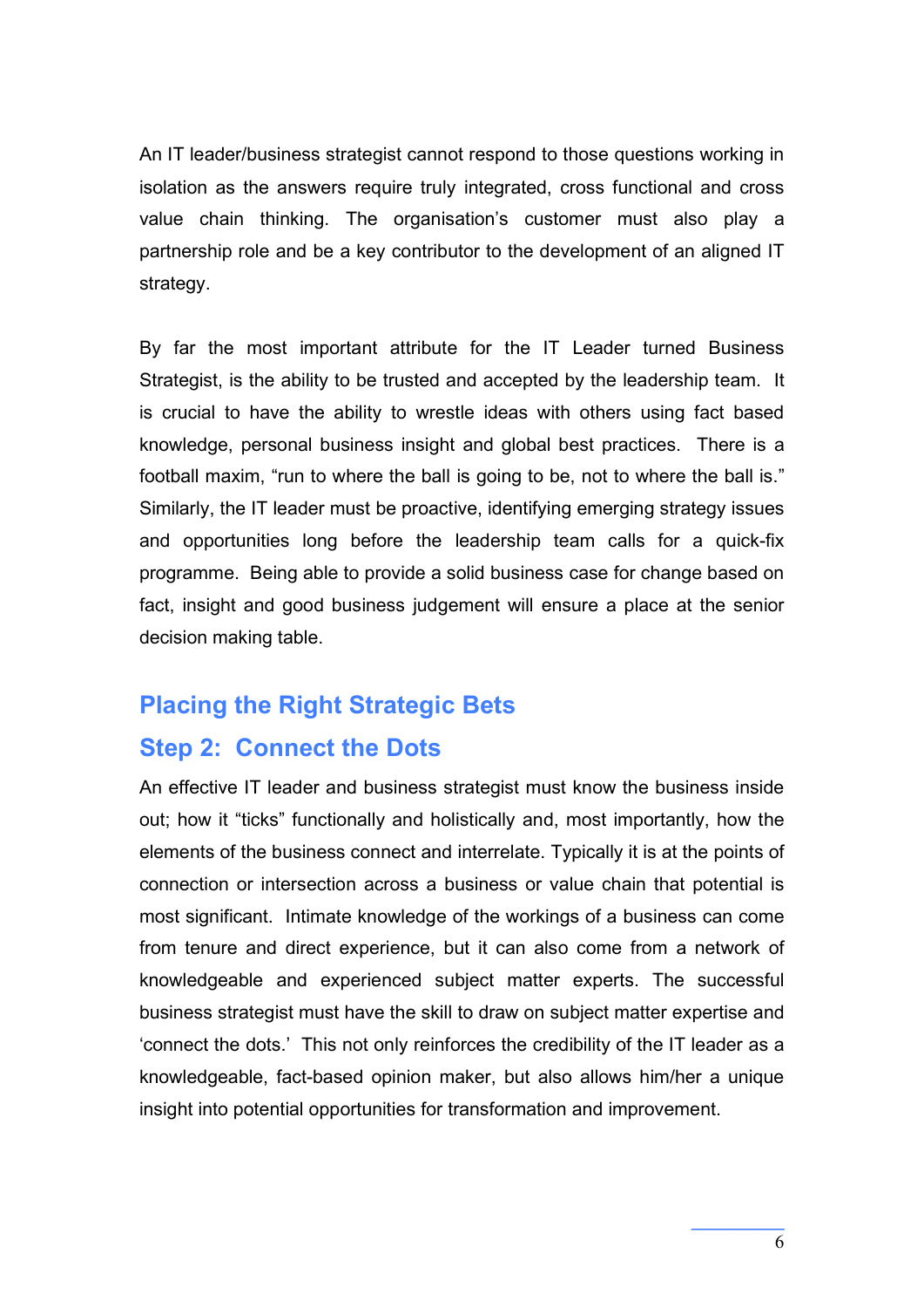An IT leader/business strategist cannot respond to those questions working in isolation as the answers require truly integrated, cross functional and cross value chain thinking. The organisation's customer must also play a partnership role and be a key contributor to the development of an aligned IT strategy.

By far the most important attribute for the IT Leader turned Business Strategist, is the ability to be trusted and accepted by the leadership team. It is crucial to have the ability to wrestle ideas with others using fact based knowledge, personal business insight and global best practices. There is a football maxim, "run to where the ball is going to be, not to where the ball is." Similarly, the IT leader must be proactive, identifying emerging strategy issues and opportunities long before the leadership team calls for a quick-fix programme. Being able to provide a solid business case for change based on fact, insight and good business judgement will ensure a place at the senior decision making table.

## Placing the Right Strategic Bets

## Step 2: Connect the Dots

An effective IT leader and business strategist must know the business inside out; how it "ticks" functionally and holistically and, most importantly, how the elements of the business connect and interrelate. Typically it is at the points of connection or intersection across a business or value chain that potential is most significant. Intimate knowledge of the workings of a business can come from tenure and direct experience, but it can also come from a network of knowledgeable and experienced subject matter experts. The successful business strategist must have the skill to draw on subject matter expertise and 'connect the dots.' This not only reinforces the credibility of the IT leader as a knowledgeable, fact-based opinion maker, but also allows him/her a unique insight into potential opportunities for transformation and improvement.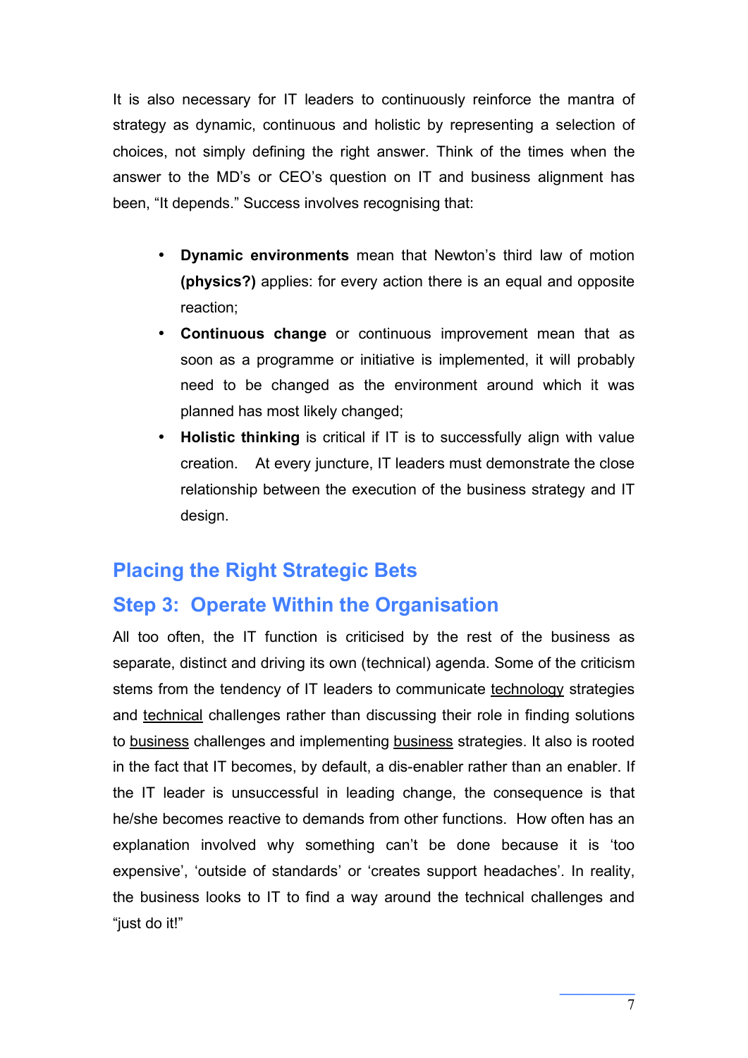It is also necessary for IT leaders to continuously reinforce the mantra of strategy as dynamic, continuous and holistic by representing a selection of choices, not simply defining the right answer. Think of the times when the answer to the MD's or CEO's question on IT and business alignment has been, "It depends." Success involves recognising that:

- **Dynamic environments** mean that Newton's third law of motion **(physics?)** applies: for every action there is an equal and opposite reaction;
- **Continuous change** or continuous improvement mean that as soon as a programme or initiative is implemented, it will probably need to be changed as the environment around which it was planned has most likely changed;
- **Holistic thinking** is critical if IT is to successfully align with value creation. At every juncture, IT leaders must demonstrate the close relationship between the execution of the business strategy and IT design.

## Placing the Right Strategic Bets

## Step 3: Operate Within the Organisation

All too often, the IT function is criticised by the rest of the business as separate, distinct and driving its own (technical) agenda. Some of the criticism stems from the tendency of IT leaders to communicate <u>technology</u> strategies and <u>technical</u> challenges rather than discussing their role in finding solutions to <u>business</u> challenges and implementing <u>business</u> strategies. It also is rooted in the fact that IT becomes, by default, a dis-enabler rather than an enabler. If the IT leader is unsuccessful in leading change, the consequence is that he/she becomes reactive to demands from other functions. How often has an explanation involved why something can't be done because it is 'too expensive', 'outside of standards' or 'creates support headaches'. In reality, the business looks to IT to find a way around the technical challenges and "just do it!"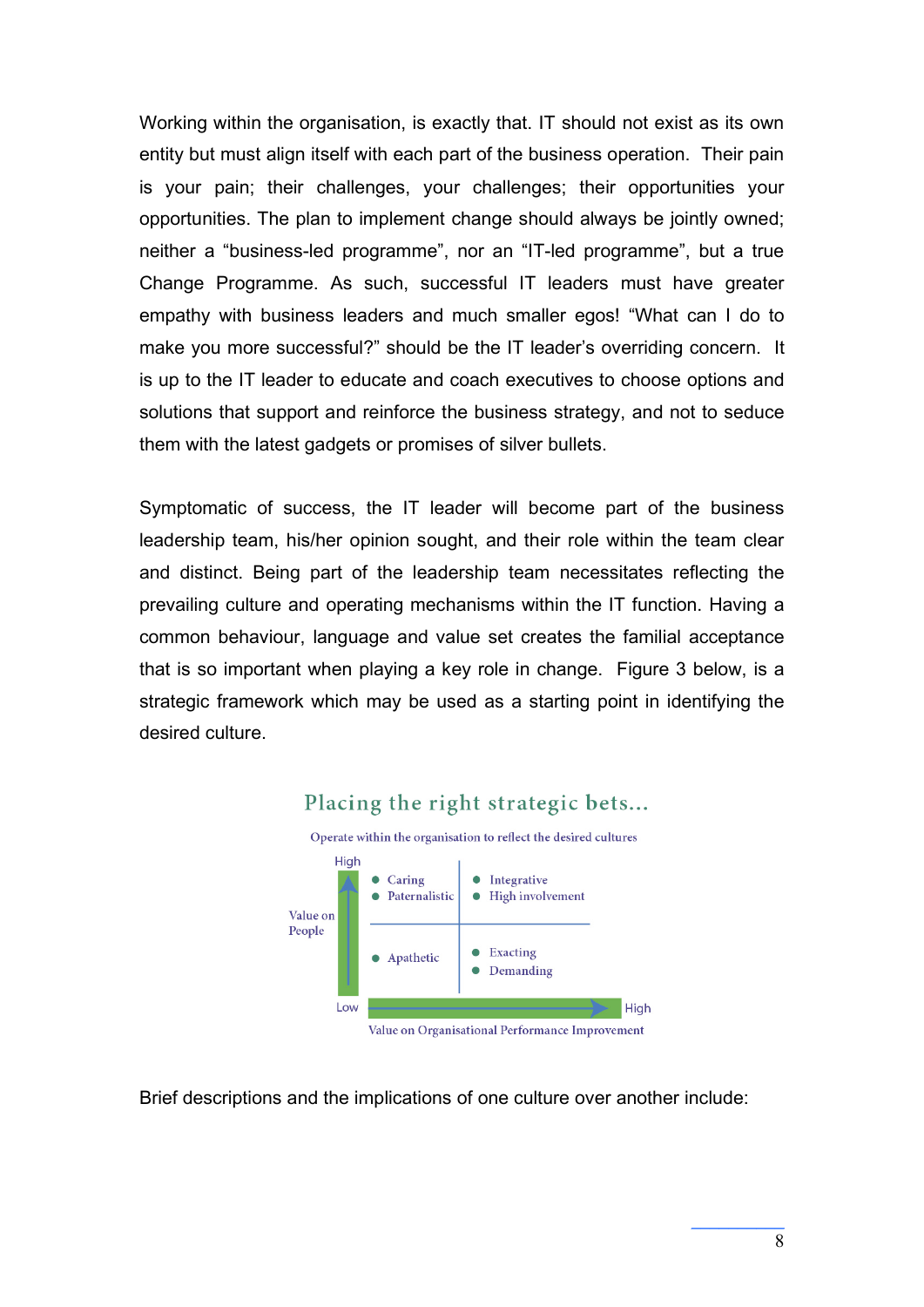Working within the organisation, is exactly that. IT should not exist as its own entity but must align itself with each part of the business operation. Their pain is your pain; their challenges, your challenges; their opportunities your opportunities. The plan to implement change should always be jointly owned; neither a "business-led programme", nor an "IT-led programme", but a true Change Programme. As such, successful IT leaders must have greater empathy with business leaders and much smaller egos! "What can I do to make you more successful?" should be the IT leader's overriding concern. It is up to the IT leader to educate and coach executives to choose options and solutions that support and reinforce the business strategy, and not to seduce them with the latest gadgets or promises of silver bullets.

Symptomatic of success, the IT leader will become part of the business leadership team, his/her opinion sought, and their role within the team clear and distinct. Being part of the leadership team necessitates reflecting the prevailing culture and operating mechanisms within the IT function. Having a common behaviour, language and value set creates the familial acceptance that is so important when playing a key role in change. Figure 3 below, is a strategic framework which may be used as a starting point in identifying the desired culture.

**Placing the right strategic bets...**

Operate within the organisation to reflect the desired cultures

| Value on People | Low value on Organisational Performance Improvement | High value on Organisational Performance Improvement |
|---|---|---|
| High | • Caring<br>• Paternalistic | • Integrative<br>• High involvement |
| Low | • Apathetic | • Exacting<br>• Demanding |

Brief descriptions and the implications of one culture over another include: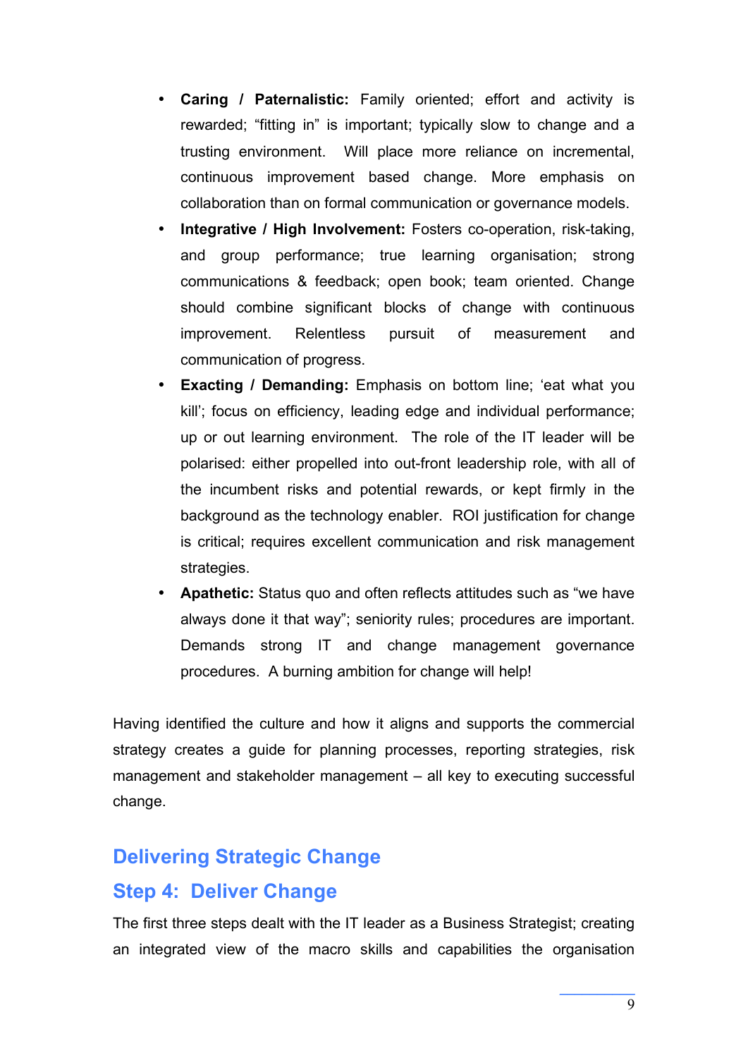- **Caring / Paternalistic:** Family oriented; effort and activity is rewarded; "fitting in" is important; typically slow to change and a trusting environment. Will place more reliance on incremental, continuous improvement based change. More emphasis on collaboration than on formal communication or governance models.
- **Integrative / High Involvement:** Fosters co-operation, risk-taking, and group performance; true learning organisation; strong communications & feedback; open book; team oriented. Change should combine significant blocks of change with continuous improvement. Relentless pursuit of measurement and communication of progress.
- **Exacting / Demanding:** Emphasis on bottom line; 'eat what you kill'; focus on efficiency, leading edge and individual performance; up or out learning environment. The role of the IT leader will be polarised: either propelled into out-front leadership role, with all of the incumbent risks and potential rewards, or kept firmly in the background as the technology enabler. ROI justification for change is critical; requires excellent communication and risk management strategies.
- **Apathetic:** Status quo and often reflects attitudes such as "we have always done it that way"; seniority rules; procedures are important. Demands strong IT and change management governance procedures. A burning ambition for change will help!

Having identified the culture and how it aligns and supports the commercial strategy creates a guide for planning processes, reporting strategies, risk management and stakeholder management – all key to executing successful change.

## Delivering Strategic Change

## Step 4: Deliver Change

The first three steps dealt with the IT leader as a Business Strategist; creating an integrated view of the macro skills and capabilities the organisation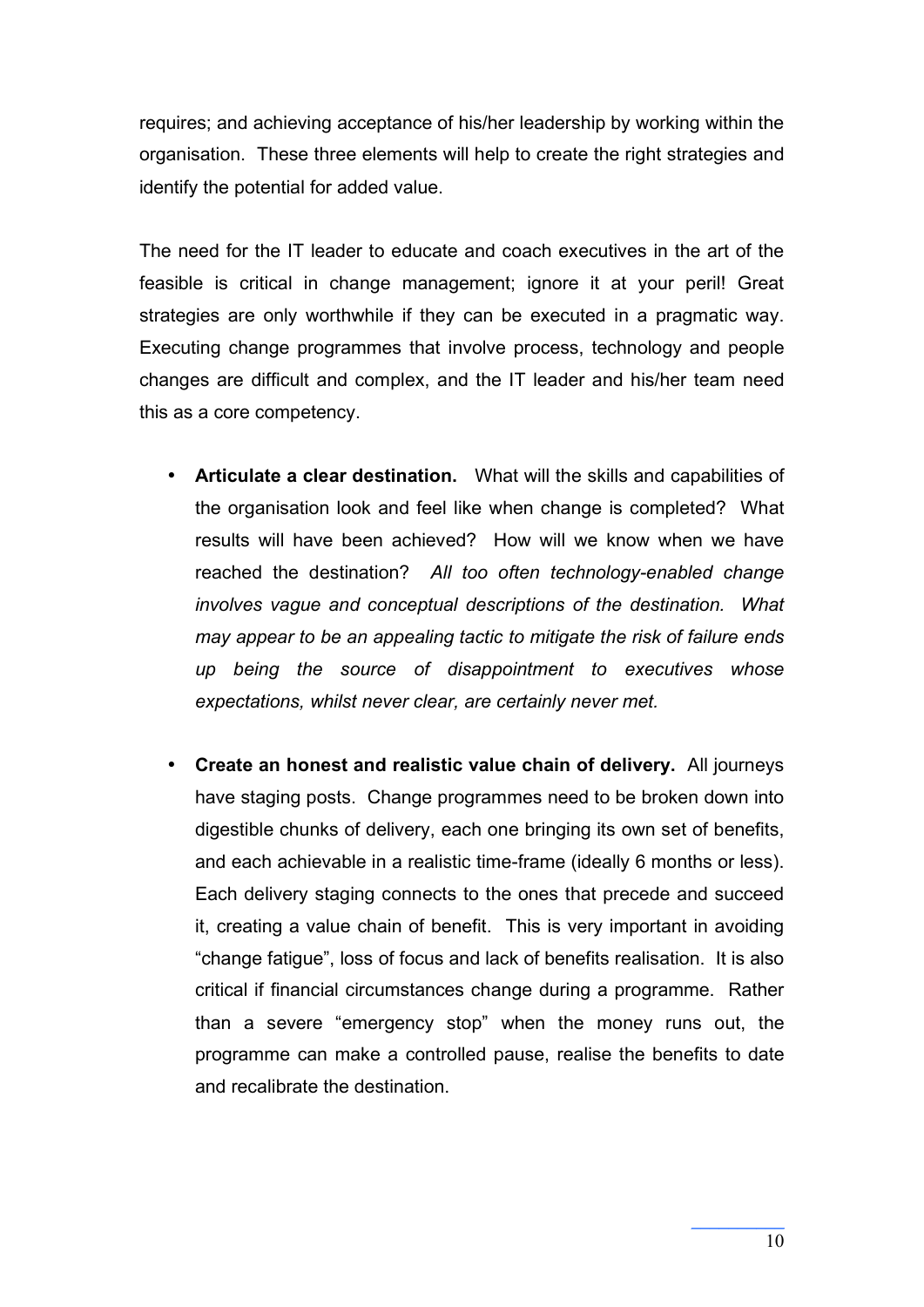requires; and achieving acceptance of his/her leadership by working within the organisation. These three elements will help to create the right strategies and identify the potential for added value.

The need for the IT leader to educate and coach executives in the art of the feasible is critical in change management; ignore it at your peril! Great strategies are only worthwhile if they can be executed in a pragmatic way. Executing change programmes that involve process, technology and people changes are difficult and complex, and the IT leader and his/her team need this as a core competency.

- **Articulate a clear destination.** What will the skills and capabilities of the organisation look and feel like when change is completed? What results will have been achieved? How will we know when we have reached the destination? *All too often technology-enabled change involves vague and conceptual descriptions of the destination. What may appear to be an appealing tactic to mitigate the risk of failure ends up being the source of disappointment to executives whose expectations, whilst never clear, are certainly never met.*

- **Create an honest and realistic value chain of delivery.** All journeys have staging posts. Change programmes need to be broken down into digestible chunks of delivery, each one bringing its own set of benefits, and each achievable in a realistic time-frame (ideally 6 months or less). Each delivery staging connects to the ones that precede and succeed it, creating a value chain of benefit. This is very important in avoiding "change fatigue", loss of focus and lack of benefits realisation. It is also critical if financial circumstances change during a programme. Rather than a severe "emergency stop" when the money runs out, the programme can make a controlled pause, realise the benefits to date and recalibrate the destination.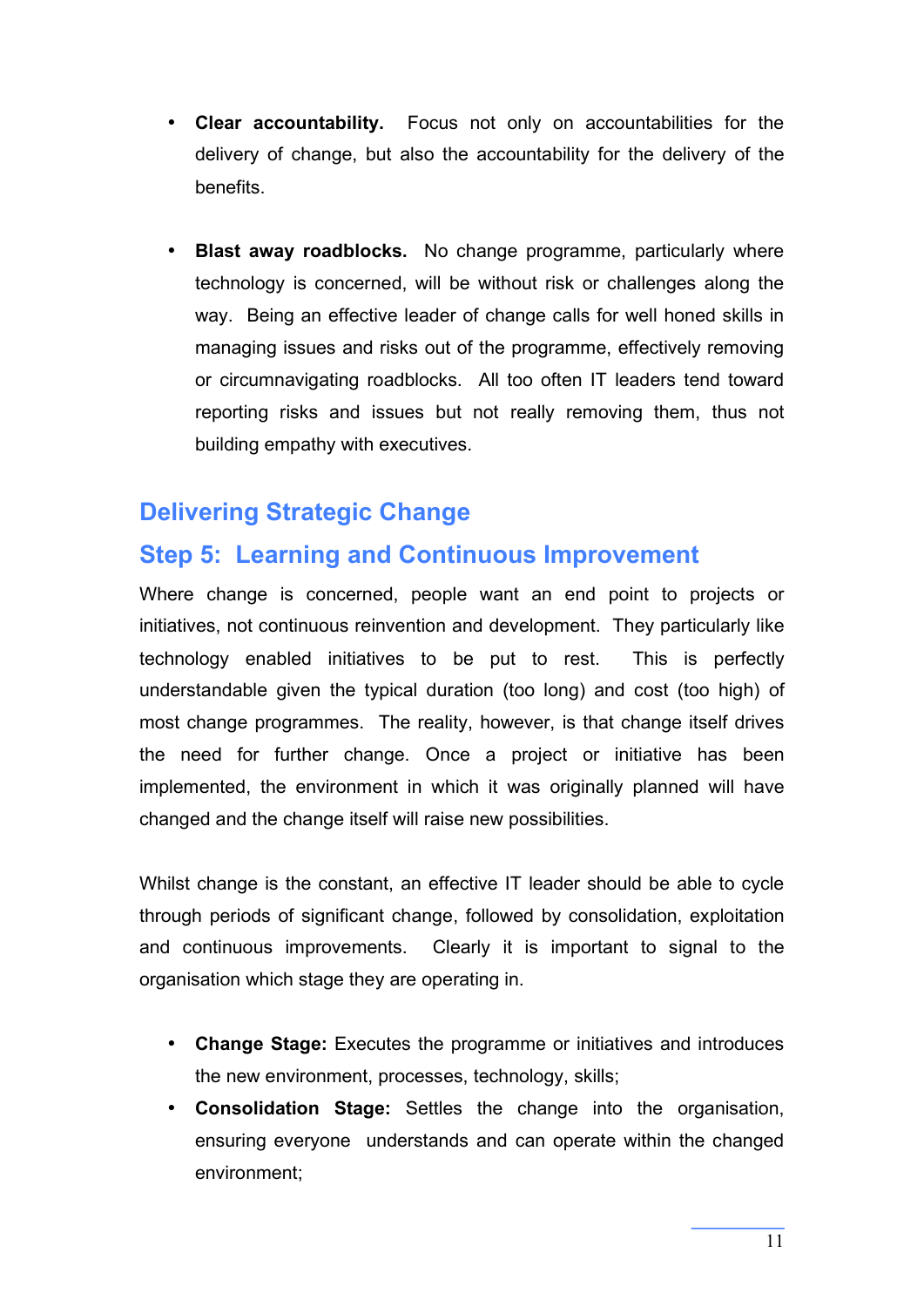- **Clear accountability.** Focus not only on accountabilities for the delivery of change, but also the accountability for the delivery of the benefits.

- **Blast away roadblocks.** No change programme, particularly where technology is concerned, will be without risk or challenges along the way. Being an effective leader of change calls for well honed skills in managing issues and risks out of the programme, effectively removing or circumnavigating roadblocks. All too often IT leaders tend toward reporting risks and issues but not really removing them, thus not building empathy with executives.

## Delivering Strategic Change

## Step 5: Learning and Continuous Improvement

Where change is concerned, people want an end point to projects or initiatives, not continuous reinvention and development. They particularly like technology enabled initiatives to be put to rest. This is perfectly understandable given the typical duration (too long) and cost (too high) of most change programmes. The reality, however, is that change itself drives the need for further change. Once a project or initiative has been implemented, the environment in which it was originally planned will have changed and the change itself will raise new possibilities.

Whilst change is the constant, an effective IT leader should be able to cycle through periods of significant change, followed by consolidation, exploitation and continuous improvements. Clearly it is important to signal to the organisation which stage they are operating in.

- **Change Stage:** Executes the programme or initiatives and introduces the new environment, processes, technology, skills;
- **Consolidation Stage:** Settles the change into the organisation, ensuring everyone understands and can operate within the changed environment;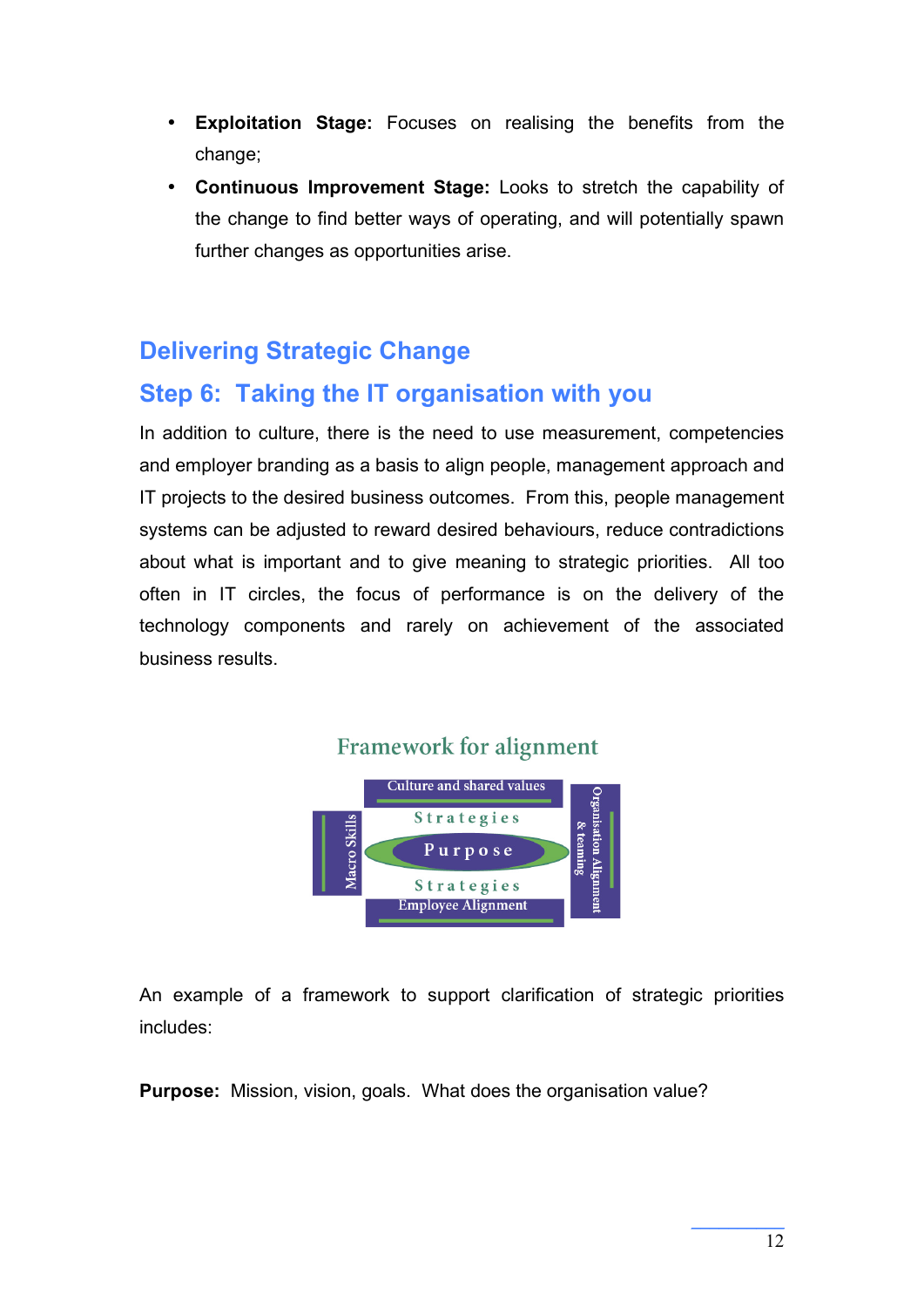- **Exploitation Stage:** Focuses on realising the benefits from the change;
- **Continuous Improvement Stage:** Looks to stretch the capability of the change to find better ways of operating, and will potentially spawn further changes as opportunities arise.

## Delivering Strategic Change

## Step 6: Taking the IT organisation with you

In addition to culture, there is the need to use measurement, competencies and employer branding as a basis to align people, management approach and IT projects to the desired business outcomes. From this, people management systems can be adjusted to reward desired behaviours, reduce contradictions about what is important and to give meaning to strategic priorities. All too often in IT circles, the focus of performance is on the delivery of the technology components and rarely on achievement of the associated business results.

Framework for alignment

Culture and shared values

Macro Skills

Strategies

Purpose

Strategies

Organisation Alignment & teaming

Employee Alignment

An example of a framework to support clarification of strategic priorities includes:

**Purpose:** Mission, vision, goals. What does the organisation value?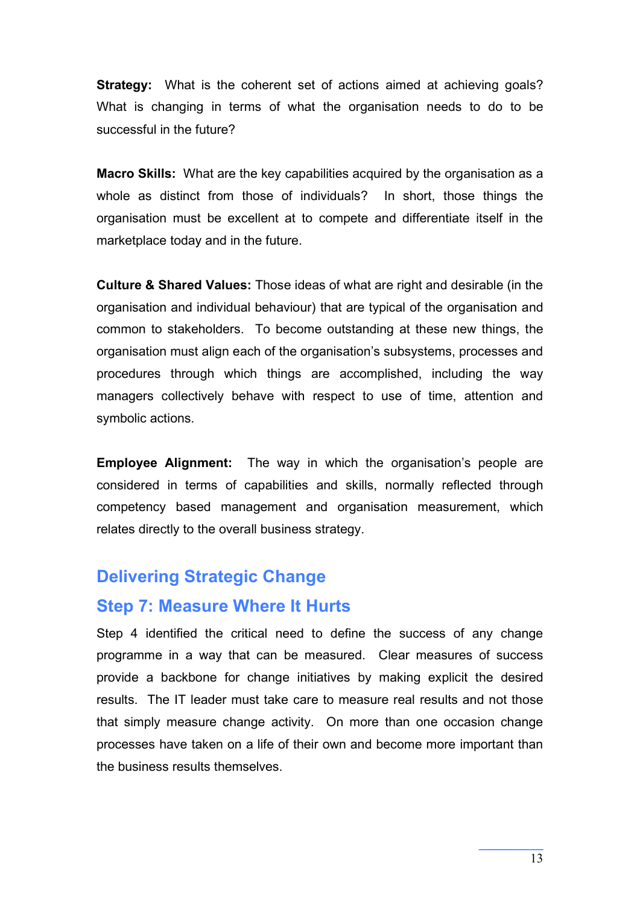**Strategy:** What is the coherent set of actions aimed at achieving goals? What is changing in terms of what the organisation needs to do to be successful in the future?

**Macro Skills:** What are the key capabilities acquired by the organisation as a whole as distinct from those of individuals? In short, those things the organisation must be excellent at to compete and differentiate itself in the marketplace today and in the future.

**Culture & Shared Values:** Those ideas of what are right and desirable (in the organisation and individual behaviour) that are typical of the organisation and common to stakeholders. To become outstanding at these new things, the organisation must align each of the organisation's subsystems, processes and procedures through which things are accomplished, including the way managers collectively behave with respect to use of time, attention and symbolic actions.

**Employee Alignment:** The way in which the organisation's people are considered in terms of capabilities and skills, normally reflected through competency based management and organisation measurement, which relates directly to the overall business strategy.

## Delivering Strategic Change

## Step 7: Measure Where It Hurts

Step 4 identified the critical need to define the success of any change programme in a way that can be measured. Clear measures of success provide a backbone for change initiatives by making explicit the desired results. The IT leader must take care to measure real results and not those that simply measure change activity. On more than one occasion change processes have taken on a life of their own and become more important than the business results themselves.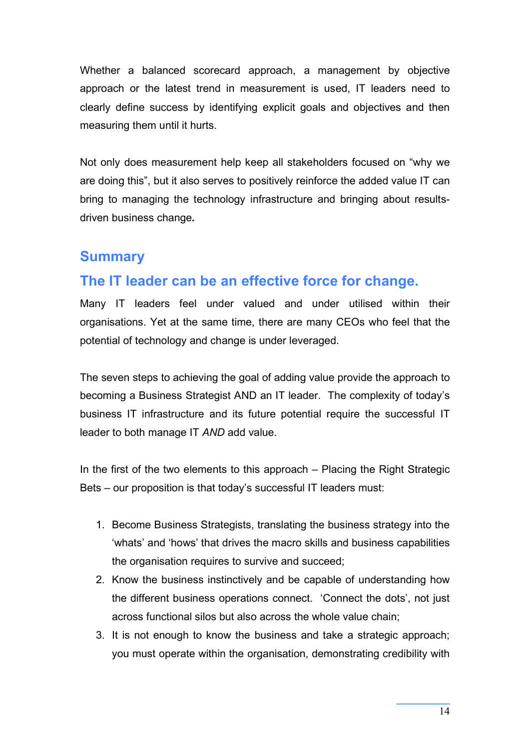Whether a balanced scorecard approach, a management by objective approach or the latest trend in measurement is used, IT leaders need to clearly define success by identifying explicit goals and objectives and then measuring them until it hurts.

Not only does measurement help keep all stakeholders focused on "why we are doing this", but it also serves to positively reinforce the added value IT can bring to managing the technology infrastructure and bringing about results-driven business change*.*

## Summary

## The IT leader can be an effective force for change.

Many IT leaders feel under valued and under utilised within their organisations. Yet at the same time, there are many CEOs who feel that the potential of technology and change is under leveraged.

The seven steps to achieving the goal of adding value provide the approach to becoming a Business Strategist AND an IT leader. The complexity of today's business IT infrastructure and its future potential require the successful IT leader to both manage IT *AND* add value.

In the first of the two elements to this approach – Placing the Right Strategic Bets – our proposition is that today's successful IT leaders must:

1. Become Business Strategists, translating the business strategy into the 'whats' and 'hows' that drives the macro skills and business capabilities the organisation requires to survive and succeed;
2. Know the business instinctively and be capable of understanding how the different business operations connect. 'Connect the dots', not just across functional silos but also across the whole value chain;
3. It is not enough to know the business and take a strategic approach; you must operate within the organisation, demonstrating credibility with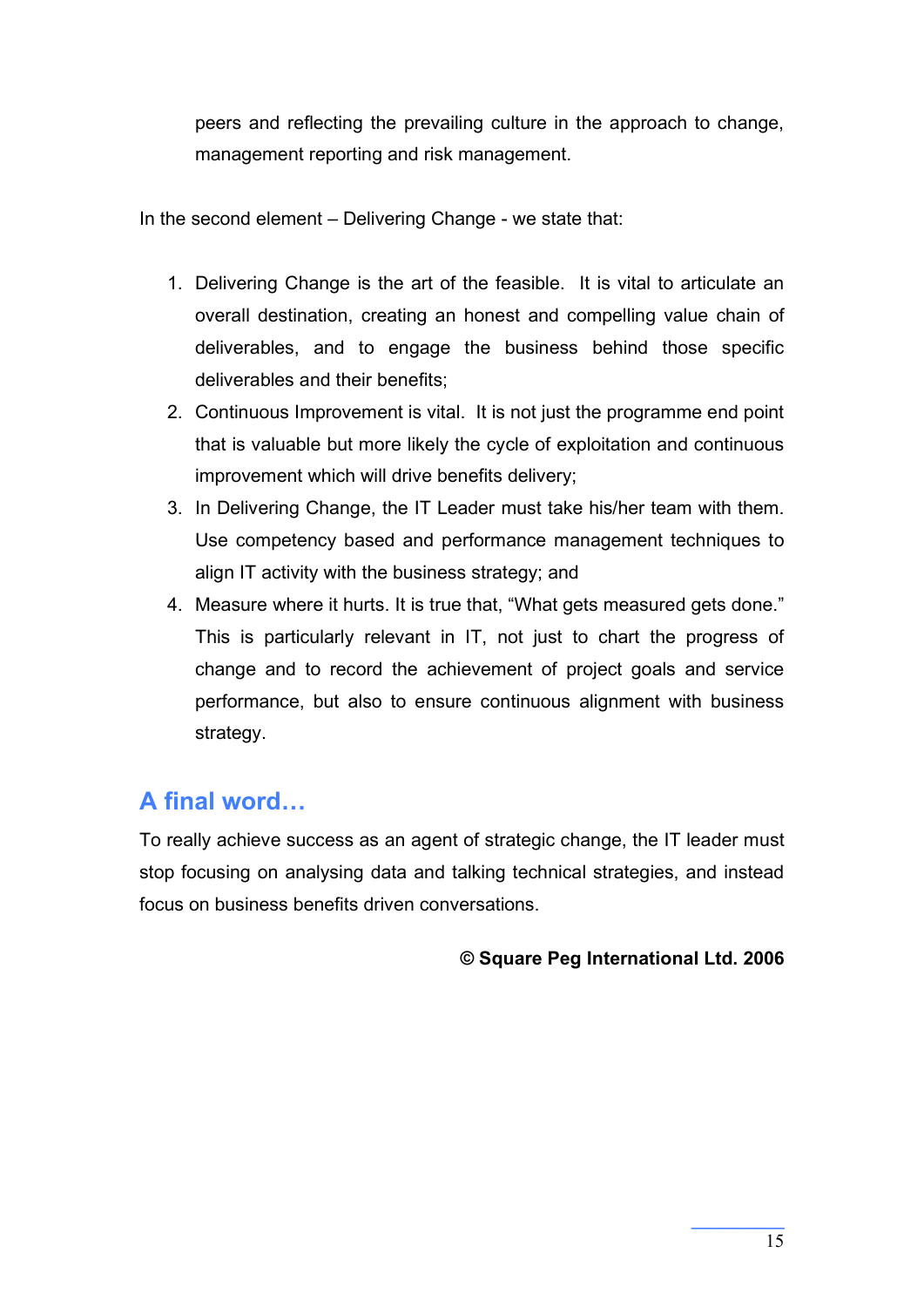peers and reflecting the prevailing culture in the approach to change, management reporting and risk management.

In the second element – Delivering Change - we state that:

1. Delivering Change is the art of the feasible. It is vital to articulate an overall destination, creating an honest and compelling value chain of deliverables, and to engage the business behind those specific deliverables and their benefits;
2. Continuous Improvement is vital. It is not just the programme end point that is valuable but more likely the cycle of exploitation and continuous improvement which will drive benefits delivery;
3. In Delivering Change, the IT Leader must take his/her team with them. Use competency based and performance management techniques to align IT activity with the business strategy; and
4. Measure where it hurts. It is true that, "What gets measured gets done." This is particularly relevant in IT, not just to chart the progress of change and to record the achievement of project goals and service performance, but also to ensure continuous alignment with business strategy.

## A final word…

To really achieve success as an agent of strategic change, the IT leader must stop focusing on analysing data and talking technical strategies, and instead focus on business benefits driven conversations.

**© Square Peg International Ltd. 2006**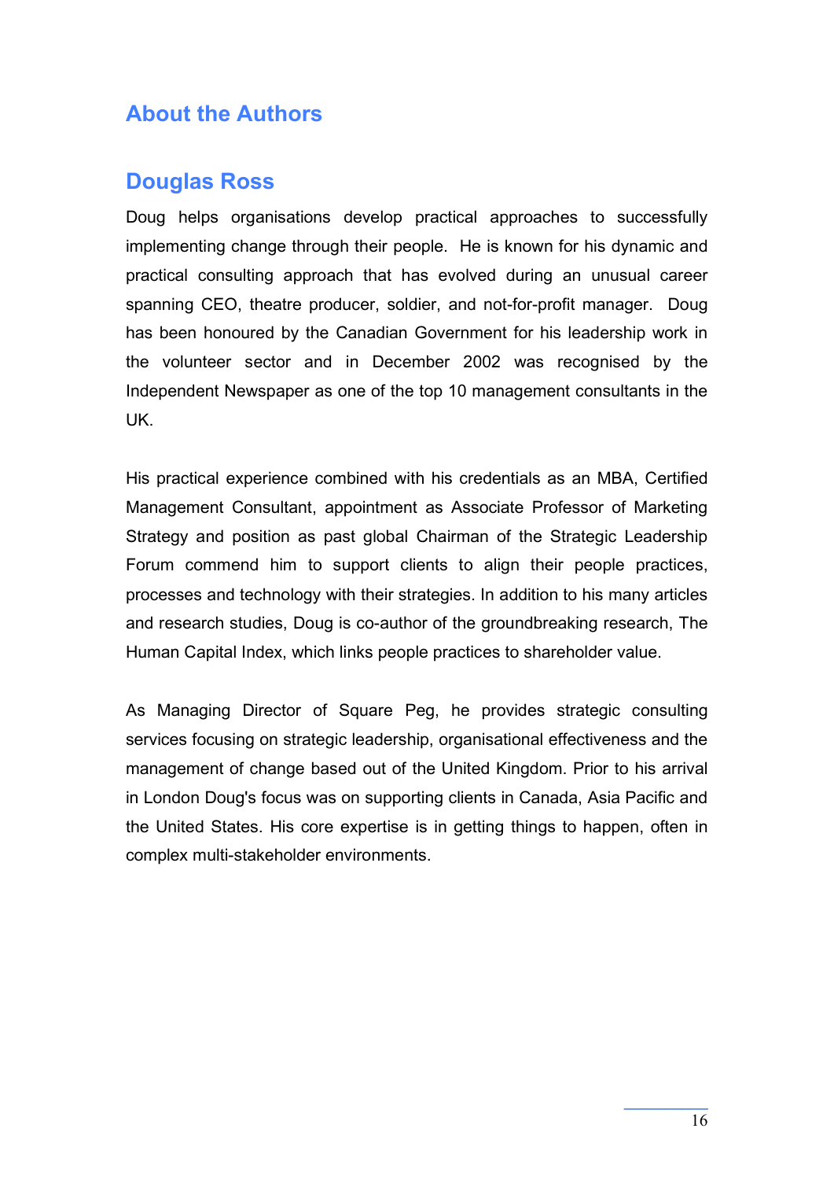# About the Authors

## Douglas Ross

Doug helps organisations develop practical approaches to successfully implementing change through their people. He is known for his dynamic and practical consulting approach that has evolved during an unusual career spanning CEO, theatre producer, soldier, and not-for-profit manager. Doug has been honoured by the Canadian Government for his leadership work in the volunteer sector and in December 2002 was recognised by the Independent Newspaper as one of the top 10 management consultants in the UK.

His practical experience combined with his credentials as an MBA, Certified Management Consultant, appointment as Associate Professor of Marketing Strategy and position as past global Chairman of the Strategic Leadership Forum commend him to support clients to align their people practices, processes and technology with their strategies. In addition to his many articles and research studies, Doug is co-author of the groundbreaking research, The Human Capital Index, which links people practices to shareholder value.

As Managing Director of Square Peg, he provides strategic consulting services focusing on strategic leadership, organisational effectiveness and the management of change based out of the United Kingdom. Prior to his arrival in London Doug's focus was on supporting clients in Canada, Asia Pacific and the United States. His core expertise is in getting things to happen, often in complex multi-stakeholder environments.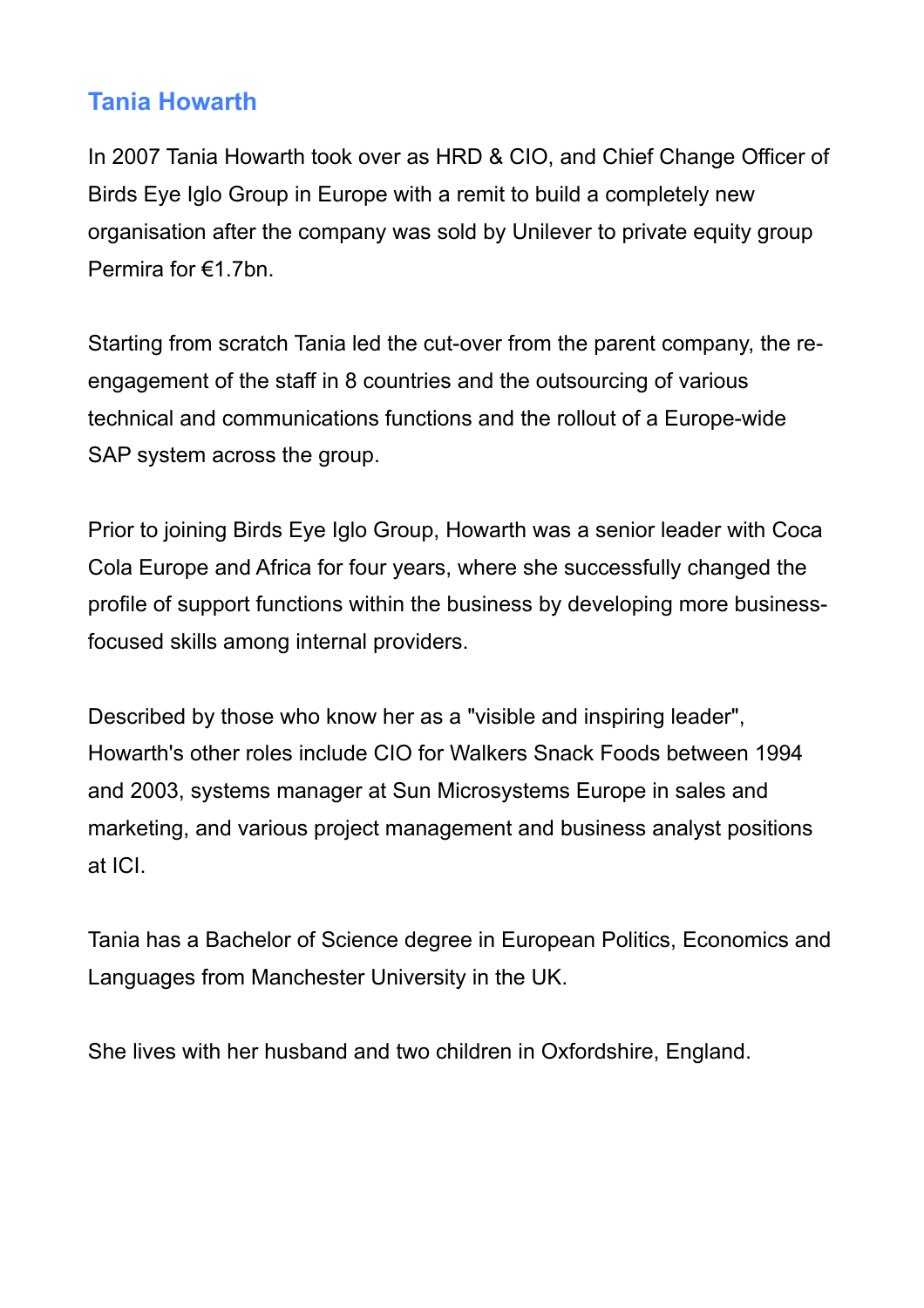## Tania Howarth

In 2007 Tania Howarth took over as HRD & CIO, and Chief Change Officer of Birds Eye Iglo Group in Europe with a remit to build a completely new organisation after the company was sold by Unilever to private equity group Permira for €1.7bn.

Starting from scratch Tania led the cut-over from the parent company, the re-engagement of the staff in 8 countries and the outsourcing of various technical and communications functions and the rollout of a Europe-wide SAP system across the group.

Prior to joining Birds Eye Iglo Group, Howarth was a senior leader with Coca Cola Europe and Africa for four years, where she successfully changed the profile of support functions within the business by developing more business-focused skills among internal providers.

Described by those who know her as a "visible and inspiring leader", Howarth's other roles include CIO for Walkers Snack Foods between 1994 and 2003, systems manager at Sun Microsystems Europe in sales and marketing, and various project management and business analyst positions at ICI.

Tania has a Bachelor of Science degree in European Politics, Economics and Languages from Manchester University in the UK.

She lives with her husband and two children in Oxfordshire, England.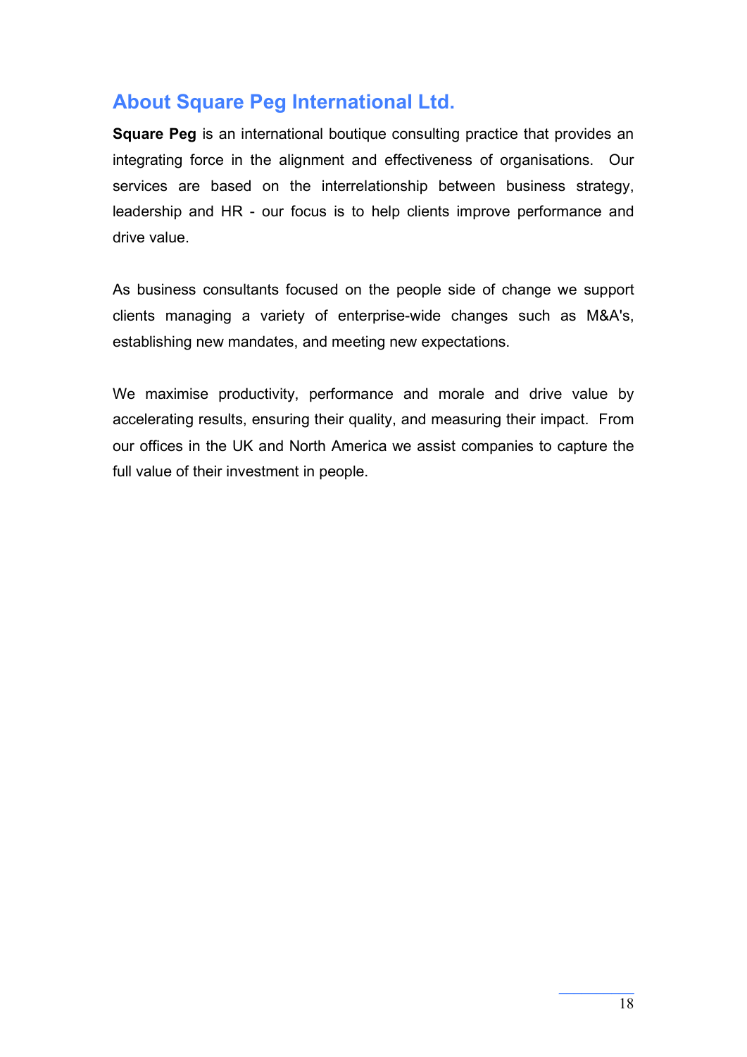## About Square Peg International Ltd.

**Square Peg** is an international boutique consulting practice that provides an integrating force in the alignment and effectiveness of organisations. Our services are based on the interrelationship between business strategy, leadership and HR - our focus is to help clients improve performance and drive value.

As business consultants focused on the people side of change we support clients managing a variety of enterprise-wide changes such as M&A's, establishing new mandates, and meeting new expectations.

We maximise productivity, performance and morale and drive value by accelerating results, ensuring their quality, and measuring their impact. From our offices in the UK and North America we assist companies to capture the full value of their investment in people.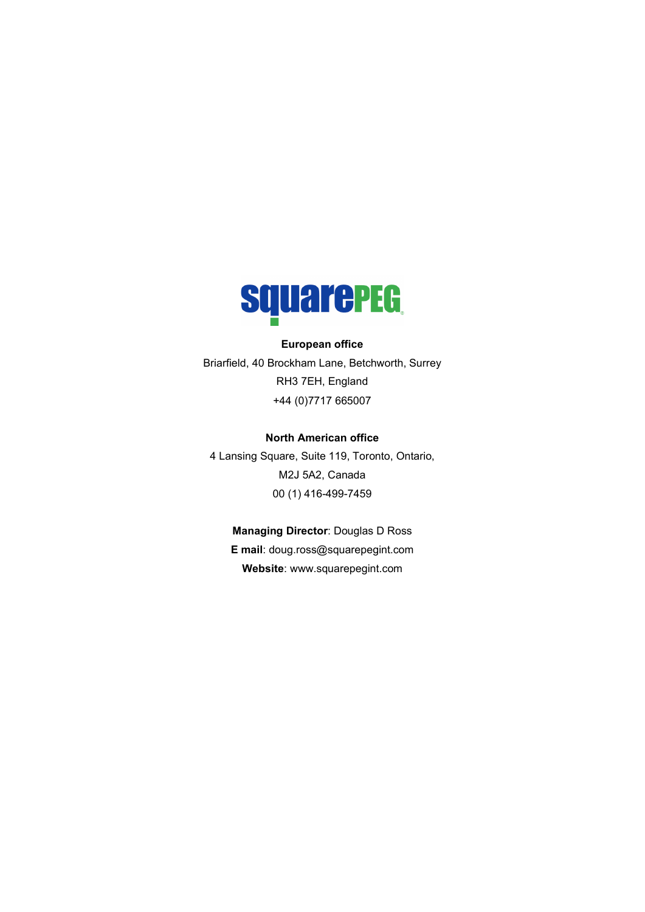squarePEG

**European office**

Briarfield, 40 Brockham Lane, Betchworth, Surrey
RH3 7EH, England
+44 (0)7717 665007

**North American office**

4 Lansing Square, Suite 119, Toronto, Ontario,
M2J 5A2, Canada
00 (1) 416-499-7459

**Managing Director**: Douglas D Ross
**E mail**: doug.ross@squarepegint.com
**Website**: www.squarepegint.com